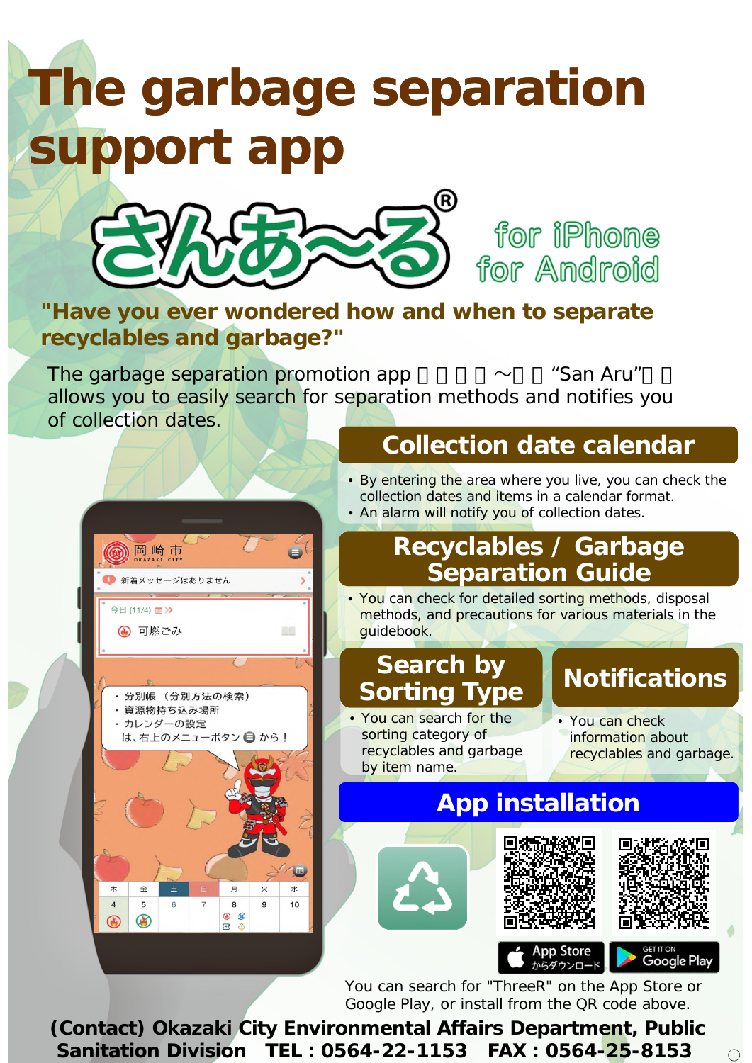# The garbage separation support app

## さんあ〜る®

for iPhone
for Android

**"Have you ever wondered how and when to separate recyclables and garbage?"**

The garbage separation promotion app 「さんあ～る」“San Aru” allows you to easily search for separation methods and notifies you of collection dates.

## Collection date calendar

- By entering the area where you live, you can check the collection dates and items in a calendar format.
- An alarm will notify you of collection dates.

## Recyclables / Garbage Separation Guide

- You can check for detailed sorting methods, disposal methods, and precautions for various materials in the guidebook.

## Search by Sorting Type

- You can search for the sorting category of recyclables and garbage by item name.

## Notifications

- You can check information about recyclables and garbage.

## App installation

App Store からダウンロード
GET IT ON Google Play

You can search for "ThreeR" on the App Store or Google Play, or install from the QR code above.

**(Contact) Okazaki City Environmental Affairs Department, Public Sanitation Division TEL : 0564-22-1153 FAX : 0564-25-8153**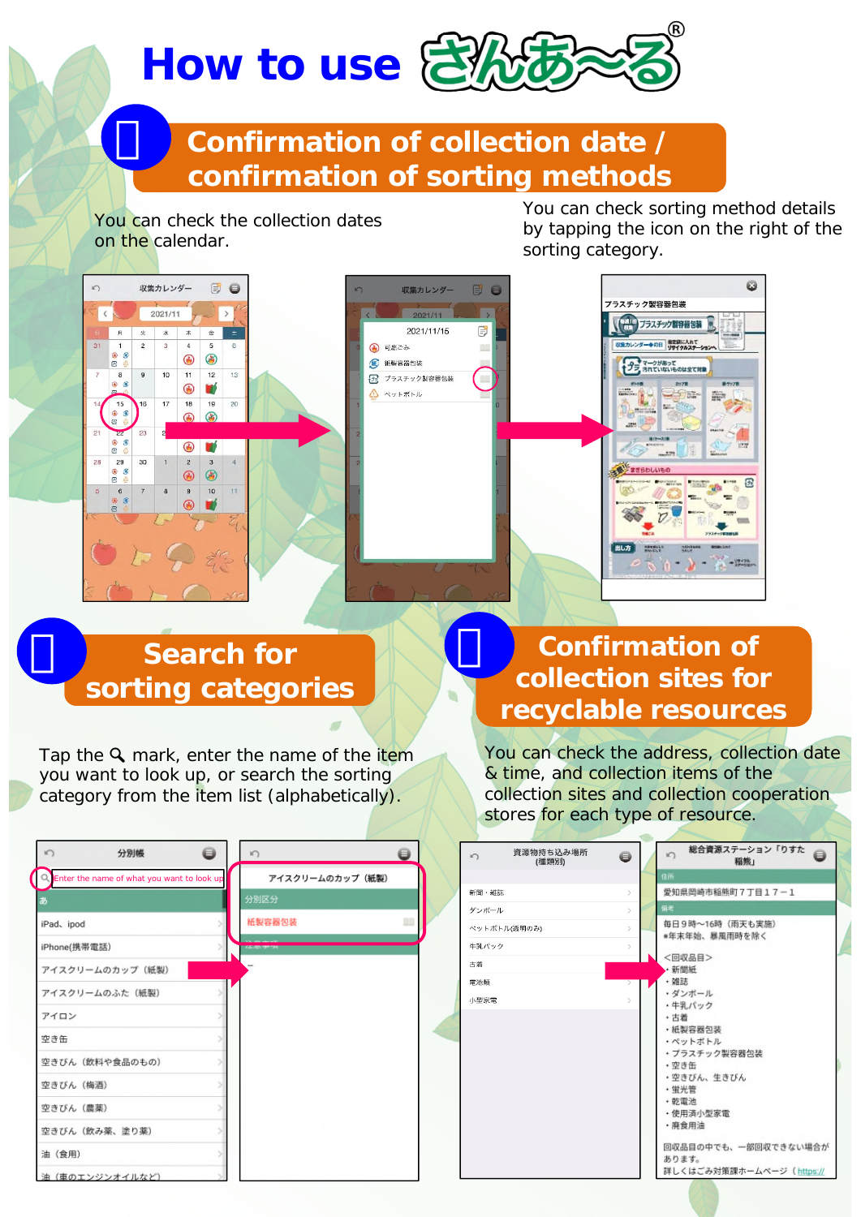# How to use さんあ〜る®

## ① Confirmation of collection date / confirmation of sorting methods

You can check the collection dates on the calendar.

You can check sorting method details by tapping the icon on the right of the sorting category.

## ② Search for sorting categories

Tap the 🔍 mark, enter the name of the item you want to look up, or search the sorting category from the item list (alphabetically).

## ③ Confirmation of collection sites for recyclable resources

You can check the address, collection date & time, and collection items of the collection sites and collection cooperation stores for each type of resource.